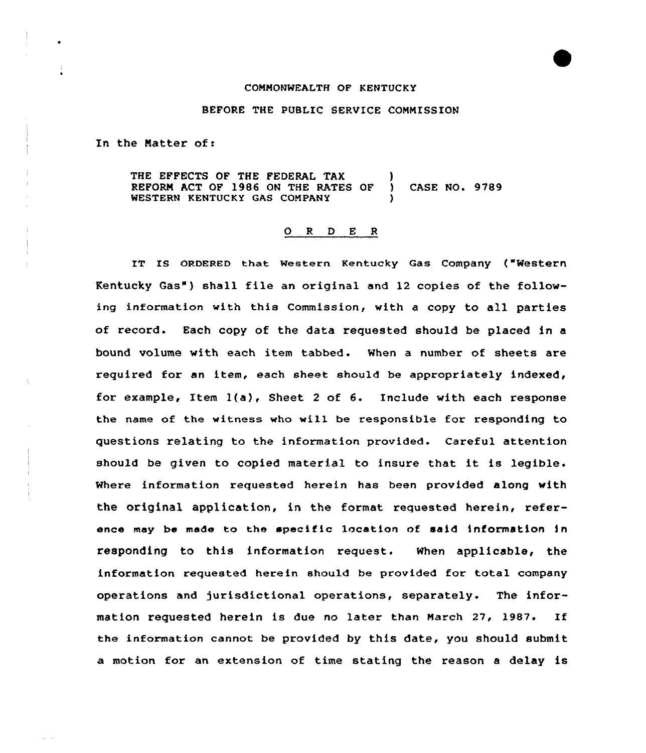COMMONWEALTH OF KENTUCKY

BEFORE THE PUBLIC SERVICE COMMISSION

In the Matter of:

THE EFFECTS OF THE FEDERAL TAX REFORM ACT OF 1986 ON THE RATES OF WESTERN KENTUCKY GAS COMPANY ) CASE NO. 9789

O R D E R

IT IS ORDERED that Western Kentucky Gas Company ("Western Kentucky Gas") shall file an original and 12 copies of the following information with this Commission, with a copy to all parties of record. Each copy of the data requested should be placed in a bound volume with each item tabbed. When a number of sheets are required for an item, each sheet should be appropriately indexed, for example, Item 1(a), Sheet 2 of 6. Include with each response the name of the witness who will be responsible for responding to questions relating to the information provided. Careful attention should be given to copied material to insure that it is legible. Where information requested herein has been provided along with the original application, in the format requested herein, reference may be made to the specific location of said information in responding to this information request. When applicable, the information requested herein should be provided for total company operations and jurisdictional operations, separately. The information requested herein is due no later than March 27, 1987. If the information cannot be provided by this date, you should submit a motion for an extension of time stating the reason a delay is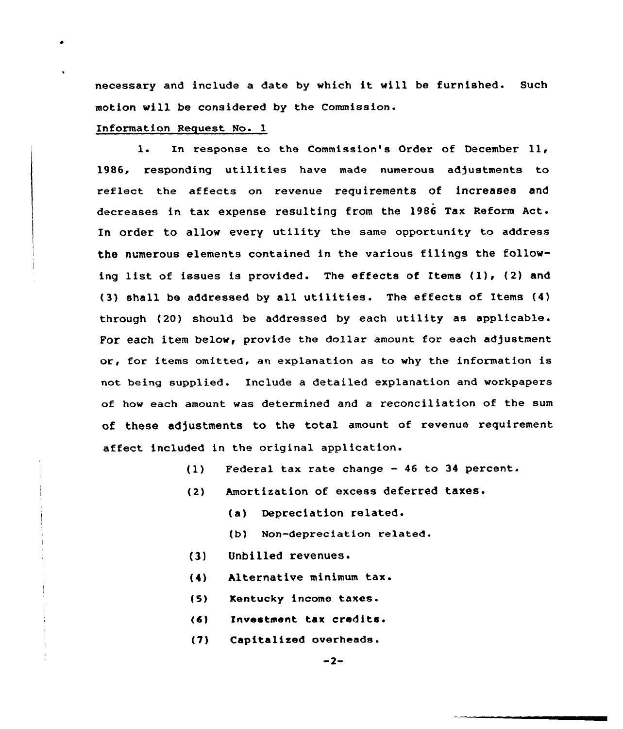necessary and include a date by which it will be furnished. Such motion will be considered by the Commission.

Information Request No. 1

1. In response to the Commission's Order of December 11, 1986, responding utilities have made numerous adjustments to reflect the affects on revenue requirements of increases and decreases in tax expense resulting from the 1986 Tax Reform Act. In order to allow every utility the same opportunity to address the numerous elements contained in the various filings the following list of issues is provided. The effects of Items (1), (2) and (3) shall be addressed by all utilities. The effects of Items (4) through (20) should be addressed by each utility as applicable. For each item below, provide the dollar amount for each adjustment or, for items omitted, an explanation as to why the information is not being supplied. Include a detailed explanation and workpapers of how each amount was determined and a reconciliation of the sum of these adjustments to the total amount of revenue requirement affect included in the original application.

(1) Federal tax rate change - 46 to 34 percent.

(2) Amortization of excess deferred taxes.

  (a) Depreciation related.

  (b) Non-depreciation related.

(3) Unbilled revenues.

(4) Alternative minimum tax.

(5) Kentucky income taxes.

(6) Investment tax credits.

(7) Capitalized overheads.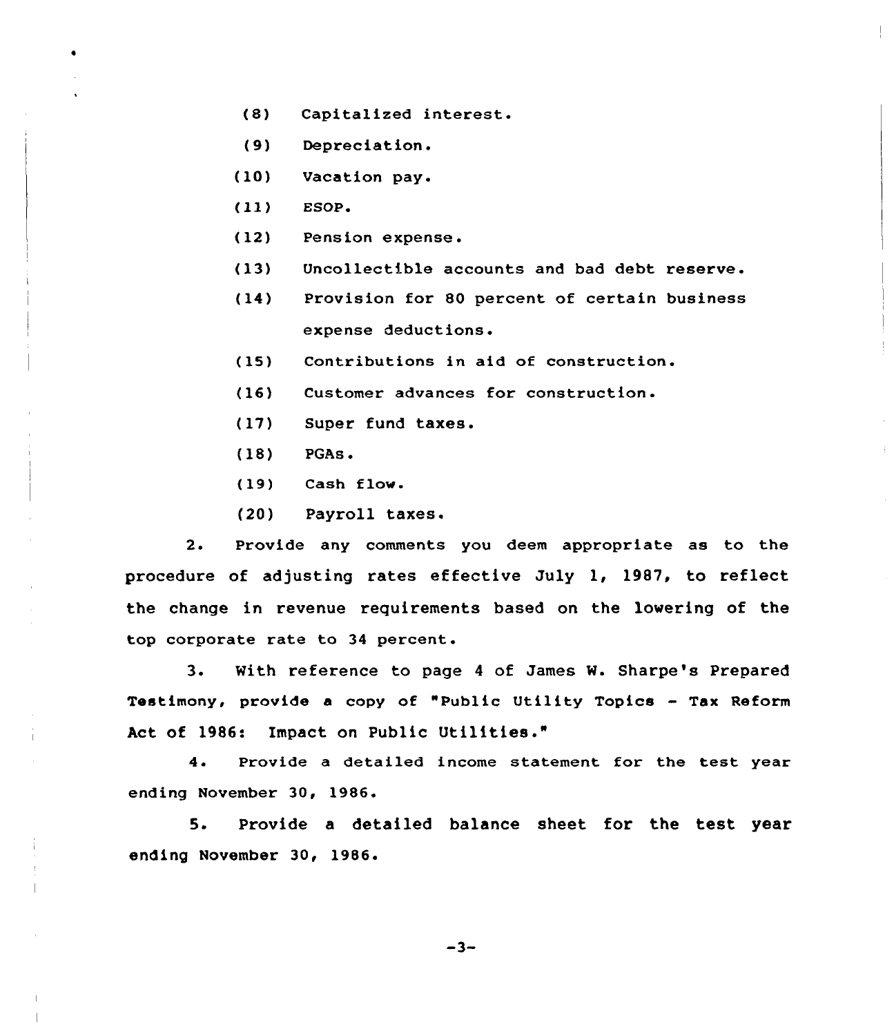(8) Capitalized interest.

(9) Depreciation.

(10) Vacation pay.

(11) ESOP.

(12) Pension expense.

(13) Uncollectible accounts and bad debt reserve.

(14) Provision for 80 percent of certain business expense deductions.

(15) Contributions in aid of construction.

(16) Customer advances for construction.

(17) Super fund taxes.

(18) PGAs.

(19) Cash flow.

(20) Payroll taxes.

2. Provide any comments you deem appropriate as to the procedure of adjusting rates effective July 1, 1987, to reflect the change in revenue requirements based on the lowering of the top corporate rate to 34 percent.

3. With reference to page 4 of James W. Sharpe's Prepared Testimony, provide a copy of "Public Utility Topics - Tax Reform Act of 1986: Impact on Public Utilities."

4. Provide a detailed income statement for the test year ending November 30, 1986.

5. Provide a detailed balance sheet for the test year ending November 30, 1986.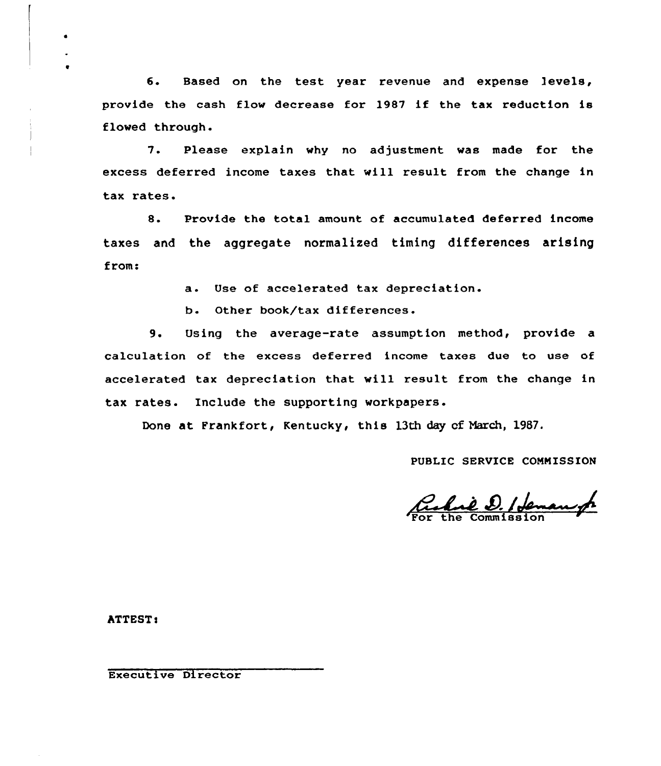6. Based on the test year revenue and expense levels, provide the cash flow decrease for 1987 if the tax reduction is flowed through.

7. Please explain why no adjustment was made for the excess deferred income taxes that will result from the change in tax rates.

8. Provide the total amount of accumulated deferred income taxes and the aggregate normalized timing differences arising from:

a. Use of accelerated tax depreciation.

b. Other book/tax differences.

9. Using the average-rate assumption method, provide a calculation of the excess deferred income taxes due to use of accelerated tax depreciation that will result from the change in tax rates. Include the supporting workpapers.

Done at Frankfort, Kentucky, this 13th day of March, 1987.

PUBLIC SERVICE COMMISSION

For the Commission

ATTEST:

Executive Director